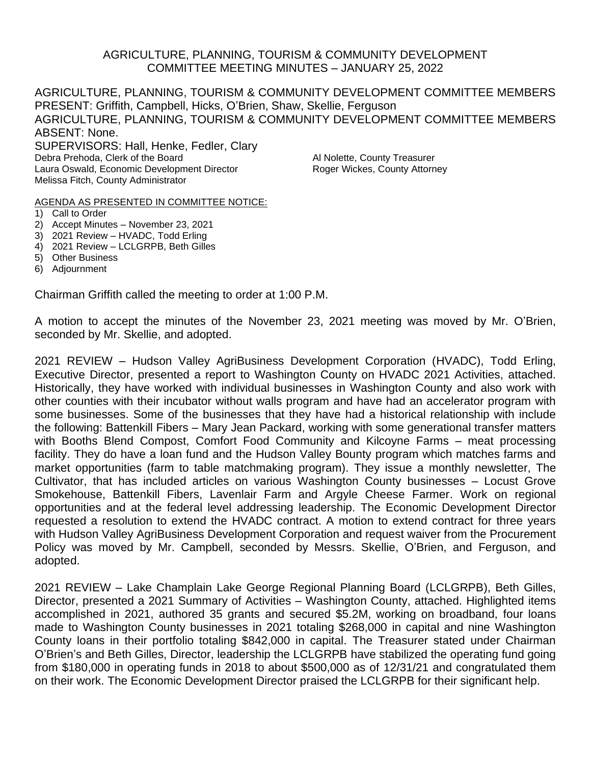# AGRICULTURE, PLANNING, TOURISM & COMMUNITY DEVELOPMENT COMMITTEE MEETING MINUTES – JANUARY 25, 2022

AGRICULTURE, PLANNING, TOURISM & COMMUNITY DEVELOPMENT COMMITTEE MEMBERS PRESENT: Griffith, Campbell, Hicks, O'Brien, Shaw, Skellie, Ferguson
AGRICULTURE, PLANNING, TOURISM & COMMUNITY DEVELOPMENT COMMITTEE MEMBERS ABSENT: None.
SUPERVISORS: Hall, Henke, Fedler, Clary
Debra Prehoda, Clerk of the Board
Laura Oswald, Economic Development Director
Melissa Fitch, County Administrator
Al Nolette, County Treasurer
Roger Wickes, County Attorney

AGENDA AS PRESENTED IN COMMITTEE NOTICE:

1) Call to Order
2) Accept Minutes – November 23, 2021
3) 2021 Review – HVADC, Todd Erling
4) 2021 Review – LCLGRPB, Beth Gilles
5) Other Business
6) Adjournment

Chairman Griffith called the meeting to order at 1:00 P.M.

A motion to accept the minutes of the November 23, 2021 meeting was moved by Mr. O'Brien, seconded by Mr. Skellie, and adopted.

2021 REVIEW – Hudson Valley AgriBusiness Development Corporation (HVADC), Todd Erling, Executive Director, presented a report to Washington County on HVADC 2021 Activities, attached. Historically, they have worked with individual businesses in Washington County and also work with other counties with their incubator without walls program and have had an accelerator program with some businesses. Some of the businesses that they have had a historical relationship with include the following: Battenkill Fibers – Mary Jean Packard, working with some generational transfer matters with Booths Blend Compost, Comfort Food Community and Kilcoyne Farms – meat processing facility. They do have a loan fund and the Hudson Valley Bounty program which matches farms and market opportunities (farm to table matchmaking program). They issue a monthly newsletter, The Cultivator, that has included articles on various Washington County businesses – Locust Grove Smokehouse, Battenkill Fibers, Lavenlair Farm and Argyle Cheese Farmer. Work on regional opportunities and at the federal level addressing leadership. The Economic Development Director requested a resolution to extend the HVADC contract. A motion to extend contract for three years with Hudson Valley AgriBusiness Development Corporation and request waiver from the Procurement Policy was moved by Mr. Campbell, seconded by Messrs. Skellie, O'Brien, and Ferguson, and adopted.

2021 REVIEW – Lake Champlain Lake George Regional Planning Board (LCLGRPB), Beth Gilles, Director, presented a 2021 Summary of Activities – Washington County, attached. Highlighted items accomplished in 2021, authored 35 grants and secured $5.2M, working on broadband, four loans made to Washington County businesses in 2021 totaling $268,000 in capital and nine Washington County loans in their portfolio totaling $842,000 in capital. The Treasurer stated under Chairman O'Brien's and Beth Gilles, Director, leadership the LCLGRPB have stabilized the operating fund going from $180,000 in operating funds in 2018 to about $500,000 as of 12/31/21 and congratulated them on their work. The Economic Development Director praised the LCLGRPB for their significant help.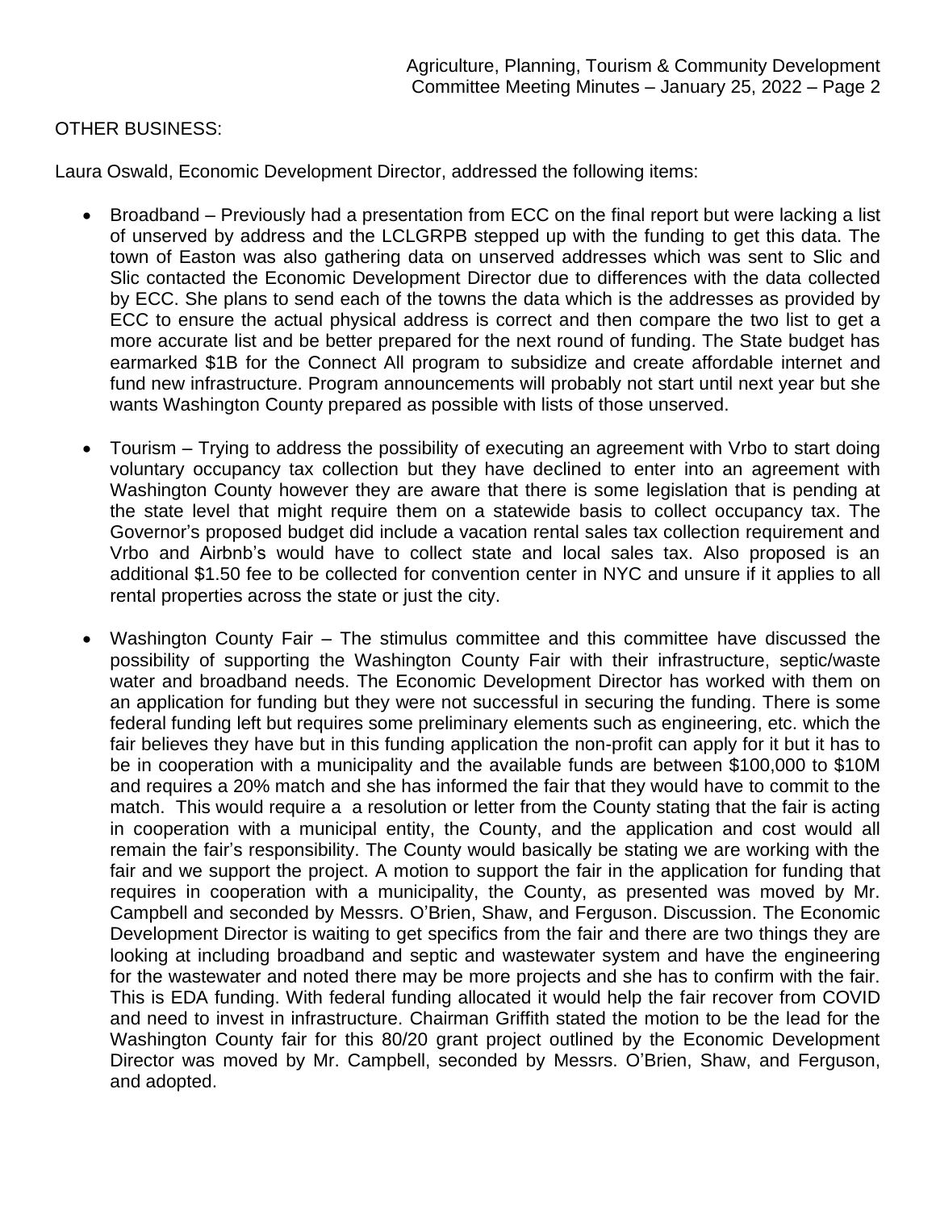OTHER BUSINESS:

Laura Oswald, Economic Development Director, addressed the following items:

- Broadband – Previously had a presentation from ECC on the final report but were lacking a list of unserved by address and the LCLGRPB stepped up with the funding to get this data. The town of Easton was also gathering data on unserved addresses which was sent to Slic and Slic contacted the Economic Development Director due to differences with the data collected by ECC. She plans to send each of the towns the data which is the addresses as provided by ECC to ensure the actual physical address is correct and then compare the two list to get a more accurate list and be better prepared for the next round of funding. The State budget has earmarked $1B for the Connect All program to subsidize and create affordable internet and fund new infrastructure. Program announcements will probably not start until next year but she wants Washington County prepared as possible with lists of those unserved.

- Tourism – Trying to address the possibility of executing an agreement with Vrbo to start doing voluntary occupancy tax collection but they have declined to enter into an agreement with Washington County however they are aware that there is some legislation that is pending at the state level that might require them on a statewide basis to collect occupancy tax. The Governor's proposed budget did include a vacation rental sales tax collection requirement and Vrbo and Airbnb's would have to collect state and local sales tax. Also proposed is an additional $1.50 fee to be collected for convention center in NYC and unsure if it applies to all rental properties across the state or just the city.

- Washington County Fair – The stimulus committee and this committee have discussed the possibility of supporting the Washington County Fair with their infrastructure, septic/waste water and broadband needs. The Economic Development Director has worked with them on an application for funding but they were not successful in securing the funding. There is some federal funding left but requires some preliminary elements such as engineering, etc. which the fair believes they have but in this funding application the non-profit can apply for it but it has to be in cooperation with a municipality and the available funds are between $100,000 to $10M and requires a 20% match and she has informed the fair that they would have to commit to the match. This would require a a resolution or letter from the County stating that the fair is acting in cooperation with a municipal entity, the County, and the application and cost would all remain the fair's responsibility. The County would basically be stating we are working with the fair and we support the project. A motion to support the fair in the application for funding that requires in cooperation with a municipality, the County, as presented was moved by Mr. Campbell and seconded by Messrs. O'Brien, Shaw, and Ferguson. Discussion. The Economic Development Director is waiting to get specifics from the fair and there are two things they are looking at including broadband and septic and wastewater system and have the engineering for the wastewater and noted there may be more projects and she has to confirm with the fair. This is EDA funding. With federal funding allocated it would help the fair recover from COVID and need to invest in infrastructure. Chairman Griffith stated the motion to be the lead for the Washington County fair for this 80/20 grant project outlined by the Economic Development Director was moved by Mr. Campbell, seconded by Messrs. O'Brien, Shaw, and Ferguson, and adopted.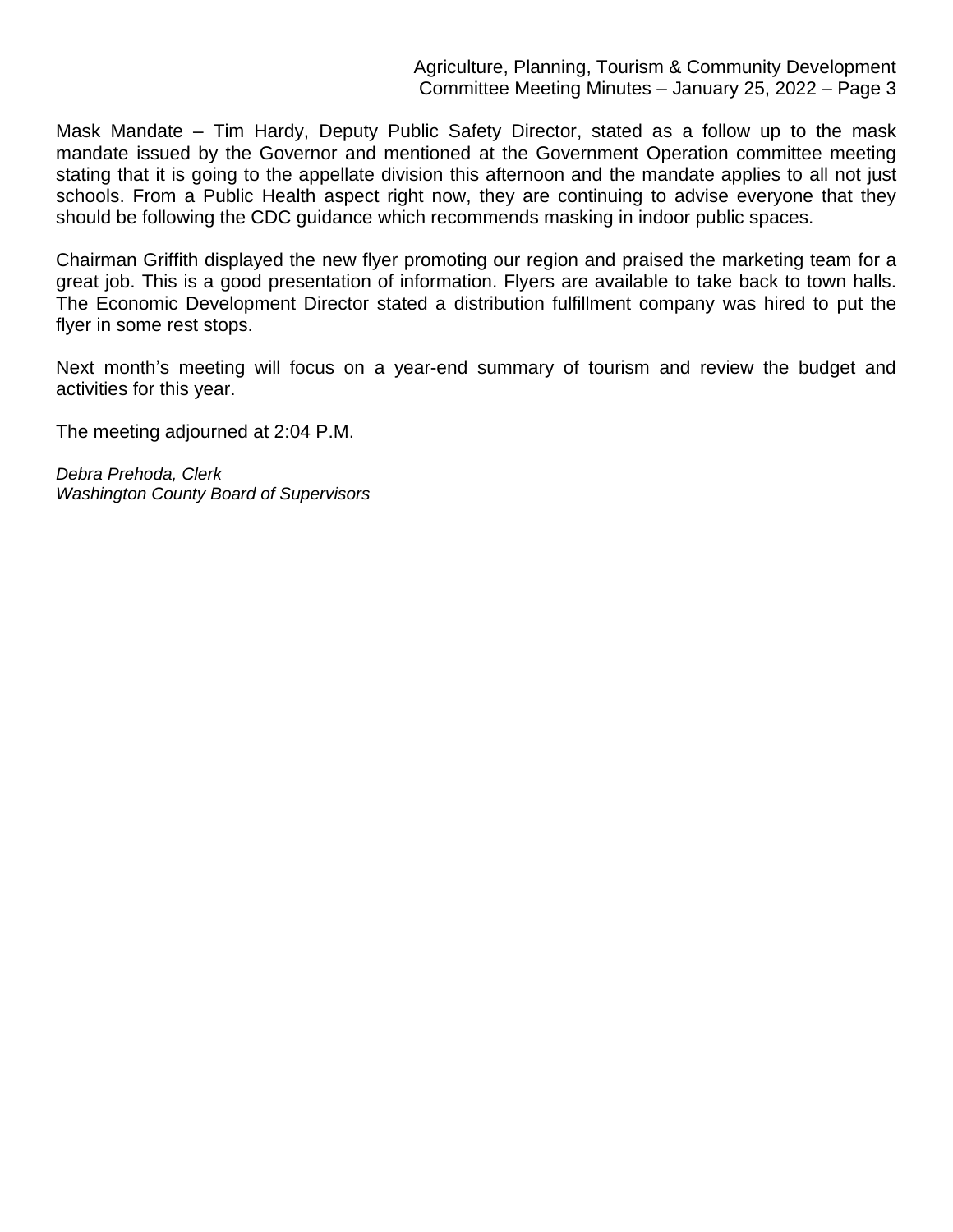Mask Mandate – Tim Hardy, Deputy Public Safety Director, stated as a follow up to the mask mandate issued by the Governor and mentioned at the Government Operation committee meeting stating that it is going to the appellate division this afternoon and the mandate applies to all not just schools. From a Public Health aspect right now, they are continuing to advise everyone that they should be following the CDC guidance which recommends masking in indoor public spaces.

Chairman Griffith displayed the new flyer promoting our region and praised the marketing team for a great job. This is a good presentation of information. Flyers are available to take back to town halls. The Economic Development Director stated a distribution fulfillment company was hired to put the flyer in some rest stops.

Next month's meeting will focus on a year-end summary of tourism and review the budget and activities for this year.

The meeting adjourned at 2:04 P.M.

*Debra Prehoda, Clerk*
*Washington County Board of Supervisors*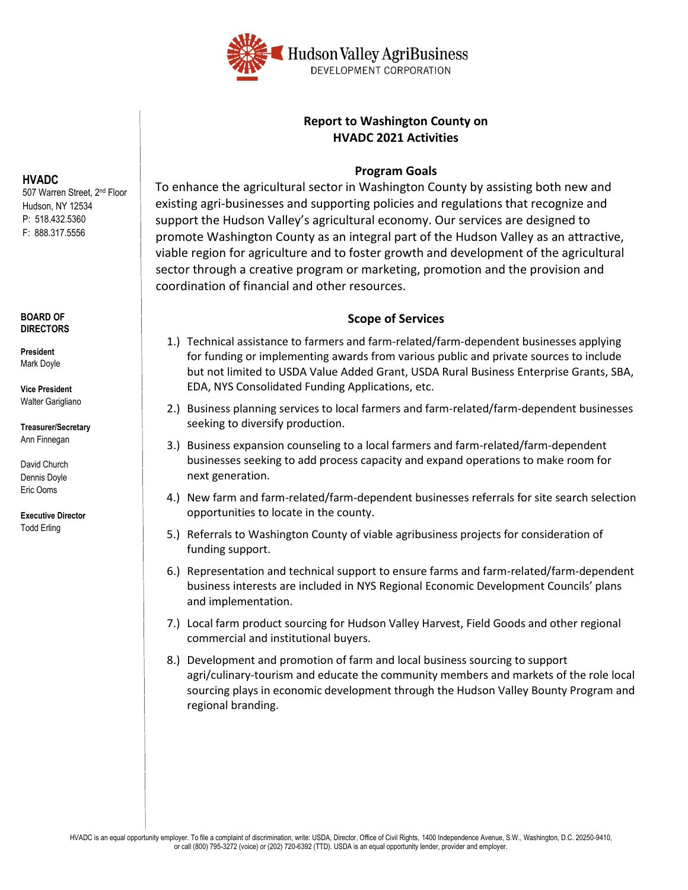Hudson Valley AgriBusiness
DEVELOPMENT CORPORATION

**HVADC**
507 Warren Street, 2nd Floor
Hudson, NY 12534
P: 518.432.5360
F: 888.317.5556

**BOARD OF DIRECTORS**

**President**
Mark Doyle

**Vice President**
Walter Garigliano

**Treasurer/Secretary**
Ann Finnegan

David Church
Dennis Doyle
Eric Ooms

**Executive Director**
Todd Erling

## Report to Washington County on HVADC 2021 Activities

### Program Goals

To enhance the agricultural sector in Washington County by assisting both new and existing agri-businesses and supporting policies and regulations that recognize and support the Hudson Valley's agricultural economy. Our services are designed to promote Washington County as an integral part of the Hudson Valley as an attractive, viable region for agriculture and to foster growth and development of the agricultural sector through a creative program or marketing, promotion and the provision and coordination of financial and other resources.

### Scope of Services

1.) Technical assistance to farmers and farm-related/farm-dependent businesses applying for funding or implementing awards from various public and private sources to include but not limited to USDA Value Added Grant, USDA Rural Business Enterprise Grants, SBA, EDA, NYS Consolidated Funding Applications, etc.

2.) Business planning services to local farmers and farm-related/farm-dependent businesses seeking to diversify production.

3.) Business expansion counseling to a local farmers and farm-related/farm-dependent businesses seeking to add process capacity and expand operations to make room for next generation.

4.) New farm and farm-related/farm-dependent businesses referrals for site search selection opportunities to locate in the county.

5.) Referrals to Washington County of viable agribusiness projects for consideration of funding support.

6.) Representation and technical support to ensure farms and farm-related/farm-dependent business interests are included in NYS Regional Economic Development Councils' plans and implementation.

7.) Local farm product sourcing for Hudson Valley Harvest, Field Goods and other regional commercial and institutional buyers.

8.) Development and promotion of farm and local business sourcing to support agri/culinary-tourism and educate the community members and markets of the role local sourcing plays in economic development through the Hudson Valley Bounty Program and regional branding.

HVADC is an equal opportunity employer. To file a complaint of discrimination, write: USDA, Director, Office of Civil Rights, 1400 Independence Avenue, S.W., Washington, D.C. 20250-9410, or call (800) 795-3272 (voice) or (202) 720-6392 (TTD). USDA is an equal opportunity lender, provider and employer.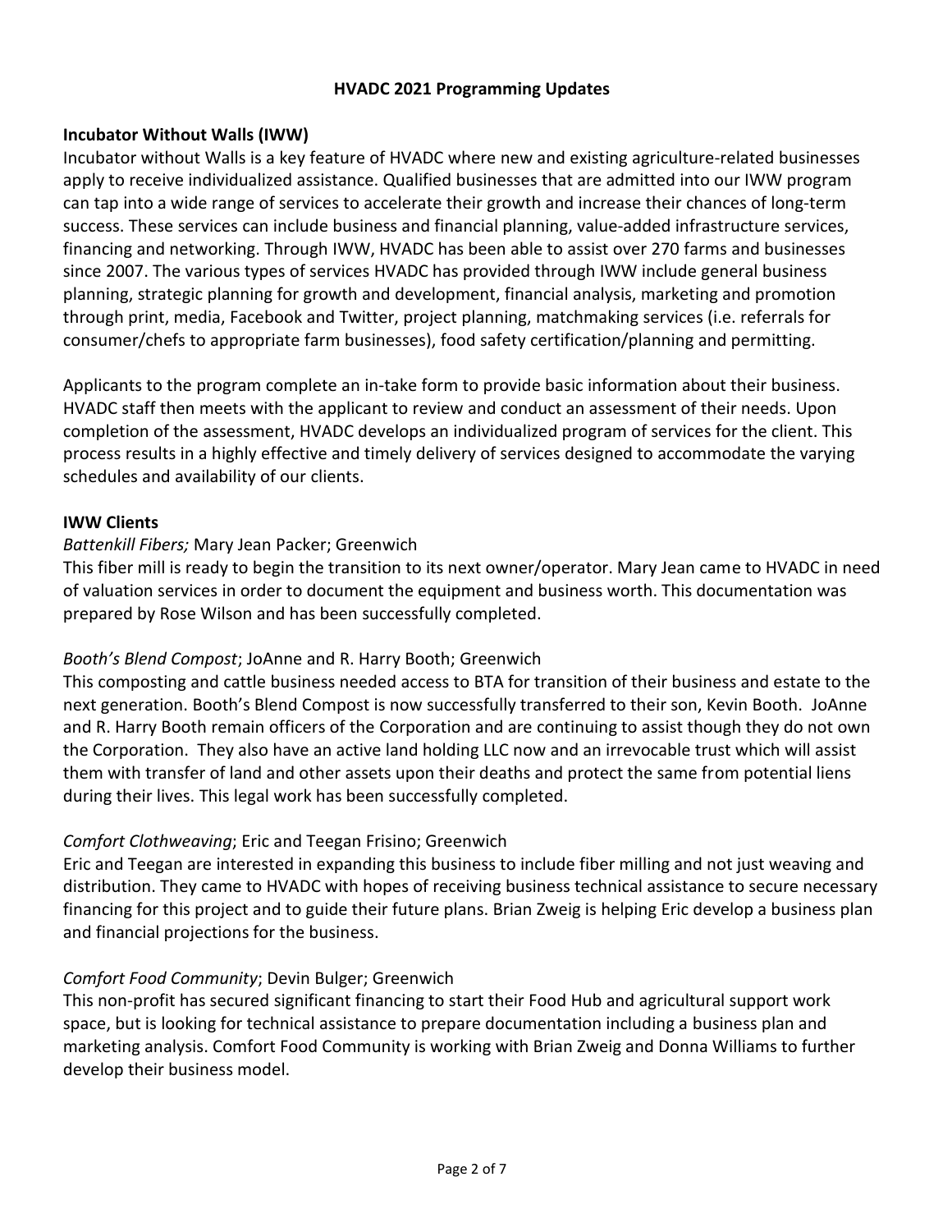# HVADC 2021 Programming Updates

## Incubator Without Walls (IWW)

Incubator without Walls is a key feature of HVADC where new and existing agriculture-related businesses apply to receive individualized assistance. Qualified businesses that are admitted into our IWW program can tap into a wide range of services to accelerate their growth and increase their chances of long-term success. These services can include business and financial planning, value-added infrastructure services, financing and networking. Through IWW, HVADC has been able to assist over 270 farms and businesses since 2007. The various types of services HVADC has provided through IWW include general business planning, strategic planning for growth and development, financial analysis, marketing and promotion through print, media, Facebook and Twitter, project planning, matchmaking services (i.e. referrals for consumer/chefs to appropriate farm businesses), food safety certification/planning and permitting.

Applicants to the program complete an in-take form to provide basic information about their business. HVADC staff then meets with the applicant to review and conduct an assessment of their needs. Upon completion of the assessment, HVADC develops an individualized program of services for the client. This process results in a highly effective and timely delivery of services designed to accommodate the varying schedules and availability of our clients.

## IWW Clients

*Battenkill Fibers;* Mary Jean Packer; Greenwich

This fiber mill is ready to begin the transition to its next owner/operator. Mary Jean came to HVADC in need of valuation services in order to document the equipment and business worth. This documentation was prepared by Rose Wilson and has been successfully completed.

*Booth's Blend Compost*; JoAnne and R. Harry Booth; Greenwich

This composting and cattle business needed access to BTA for transition of their business and estate to the next generation. Booth's Blend Compost is now successfully transferred to their son, Kevin Booth. JoAnne and R. Harry Booth remain officers of the Corporation and are continuing to assist though they do not own the Corporation. They also have an active land holding LLC now and an irrevocable trust which will assist them with transfer of land and other assets upon their deaths and protect the same from potential liens during their lives. This legal work has been successfully completed.

*Comfort Clothweaving*; Eric and Teegan Frisino; Greenwich

Eric and Teegan are interested in expanding this business to include fiber milling and not just weaving and distribution. They came to HVADC with hopes of receiving business technical assistance to secure necessary financing for this project and to guide their future plans. Brian Zweig is helping Eric develop a business plan and financial projections for the business.

*Comfort Food Community*; Devin Bulger; Greenwich

This non-profit has secured significant financing to start their Food Hub and agricultural support work space, but is looking for technical assistance to prepare documentation including a business plan and marketing analysis. Comfort Food Community is working with Brian Zweig and Donna Williams to further develop their business model.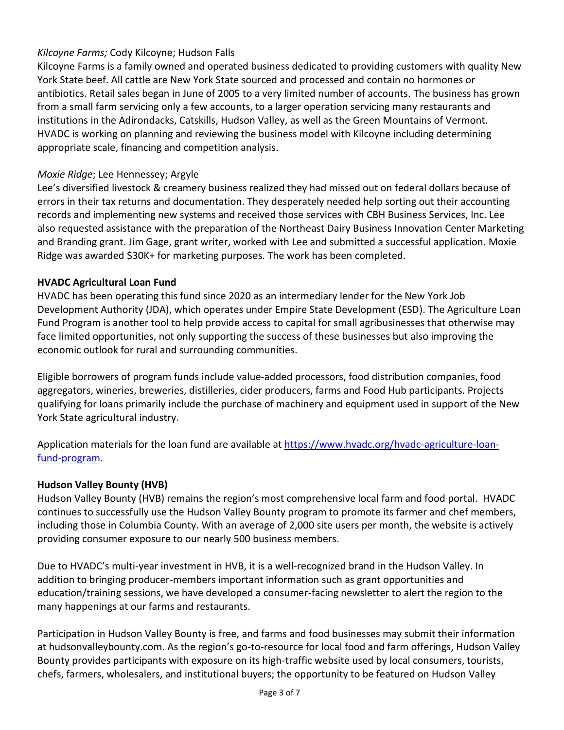*Kilcoyne Farms;* Cody Kilcoyne; Hudson Falls
Kilcoyne Farms is a family owned and operated business dedicated to providing customers with quality New York State beef. All cattle are New York State sourced and processed and contain no hormones or antibiotics. Retail sales began in June of 2005 to a very limited number of accounts. The business has grown from a small farm servicing only a few accounts, to a larger operation servicing many restaurants and institutions in the Adirondacks, Catskills, Hudson Valley, as well as the Green Mountains of Vermont. HVADC is working on planning and reviewing the business model with Kilcoyne including determining appropriate scale, financing and competition analysis.

*Moxie Ridge*; Lee Hennessey; Argyle
Lee's diversified livestock & creamery business realized they had missed out on federal dollars because of errors in their tax returns and documentation. They desperately needed help sorting out their accounting records and implementing new systems and received those services with CBH Business Services, Inc. Lee also requested assistance with the preparation of the Northeast Dairy Business Innovation Center Marketing and Branding grant. Jim Gage, grant writer, worked with Lee and submitted a successful application. Moxie Ridge was awarded $30K+ for marketing purposes. The work has been completed.

**HVADC Agricultural Loan Fund**

HVADC has been operating this fund since 2020 as an intermediary lender for the New York Job Development Authority (JDA), which operates under Empire State Development (ESD). The Agriculture Loan Fund Program is another tool to help provide access to capital for small agribusinesses that otherwise may face limited opportunities, not only supporting the success of these businesses but also improving the economic outlook for rural and surrounding communities.

Eligible borrowers of program funds include value-added processors, food distribution companies, food aggregators, wineries, breweries, distilleries, cider producers, farms and Food Hub participants. Projects qualifying for loans primarily include the purchase of machinery and equipment used in support of the New York State agricultural industry.

Application materials for the loan fund are available at [https://www.hvadc.org/hvadc-agriculture-loan-fund-program](https://www.hvadc.org/hvadc-agriculture-loan-fund-program).

**Hudson Valley Bounty (HVB)**

Hudson Valley Bounty (HVB) remains the region's most comprehensive local farm and food portal. HVADC continues to successfully use the Hudson Valley Bounty program to promote its farmer and chef members, including those in Columbia County. With an average of 2,000 site users per month, the website is actively providing consumer exposure to our nearly 500 business members.

Due to HVADC's multi-year investment in HVB, it is a well-recognized brand in the Hudson Valley. In addition to bringing producer-members important information such as grant opportunities and education/training sessions, we have developed a consumer-facing newsletter to alert the region to the many happenings at our farms and restaurants.

Participation in Hudson Valley Bounty is free, and farms and food businesses may submit their information at hudsonvalleybounty.com. As the region's go-to-resource for local food and farm offerings, Hudson Valley Bounty provides participants with exposure on its high-traffic website used by local consumers, tourists, chefs, farmers, wholesalers, and institutional buyers; the opportunity to be featured on Hudson Valley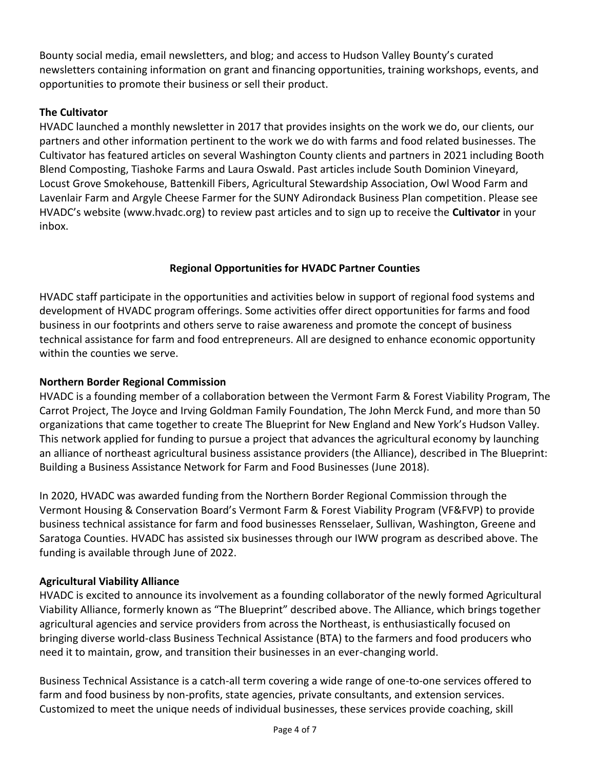Bounty social media, email newsletters, and blog; and access to Hudson Valley Bounty's curated newsletters containing information on grant and financing opportunities, training workshops, events, and opportunities to promote their business or sell their product.

**The Cultivator**

HVADC launched a monthly newsletter in 2017 that provides insights on the work we do, our clients, our partners and other information pertinent to the work we do with farms and food related businesses. The Cultivator has featured articles on several Washington County clients and partners in 2021 including Booth Blend Composting, Tiashoke Farms and Laura Oswald. Past articles include South Dominion Vineyard, Locust Grove Smokehouse, Battenkill Fibers, Agricultural Stewardship Association, Owl Wood Farm and Lavenlair Farm and Argyle Cheese Farmer for the SUNY Adirondack Business Plan competition. Please see HVADC's website (www.hvadc.org) to review past articles and to sign up to receive the **Cultivator** in your inbox.

## Regional Opportunities for HVADC Partner Counties

HVADC staff participate in the opportunities and activities below in support of regional food systems and development of HVADC program offerings. Some activities offer direct opportunities for farms and food business in our footprints and others serve to raise awareness and promote the concept of business technical assistance for farm and food entrepreneurs. All are designed to enhance economic opportunity within the counties we serve.

**Northern Border Regional Commission**

HVADC is a founding member of a collaboration between the Vermont Farm & Forest Viability Program, The Carrot Project, The Joyce and Irving Goldman Family Foundation, The John Merck Fund, and more than 50 organizations that came together to create The Blueprint for New England and New York's Hudson Valley. This network applied for funding to pursue a project that advances the agricultural economy by launching an alliance of northeast agricultural business assistance providers (the Alliance), described in The Blueprint: Building a Business Assistance Network for Farm and Food Businesses (June 2018).

In 2020, HVADC was awarded funding from the Northern Border Regional Commission through the Vermont Housing & Conservation Board's Vermont Farm & Forest Viability Program (VF&FVP) to provide business technical assistance for farm and food businesses Rensselaer, Sullivan, Washington, Greene and Saratoga Counties. HVADC has assisted six businesses through our IWW program as described above. The funding is available through June of 2022.

**Agricultural Viability Alliance**

HVADC is excited to announce its involvement as a founding collaborator of the newly formed Agricultural Viability Alliance, formerly known as "The Blueprint" described above. The Alliance, which brings together agricultural agencies and service providers from across the Northeast, is enthusiastically focused on bringing diverse world-class Business Technical Assistance (BTA) to the farmers and food producers who need it to maintain, grow, and transition their businesses in an ever-changing world.

Business Technical Assistance is a catch-all term covering a wide range of one-to-one services offered to farm and food business by non-profits, state agencies, private consultants, and extension services. Customized to meet the unique needs of individual businesses, these services provide coaching, skill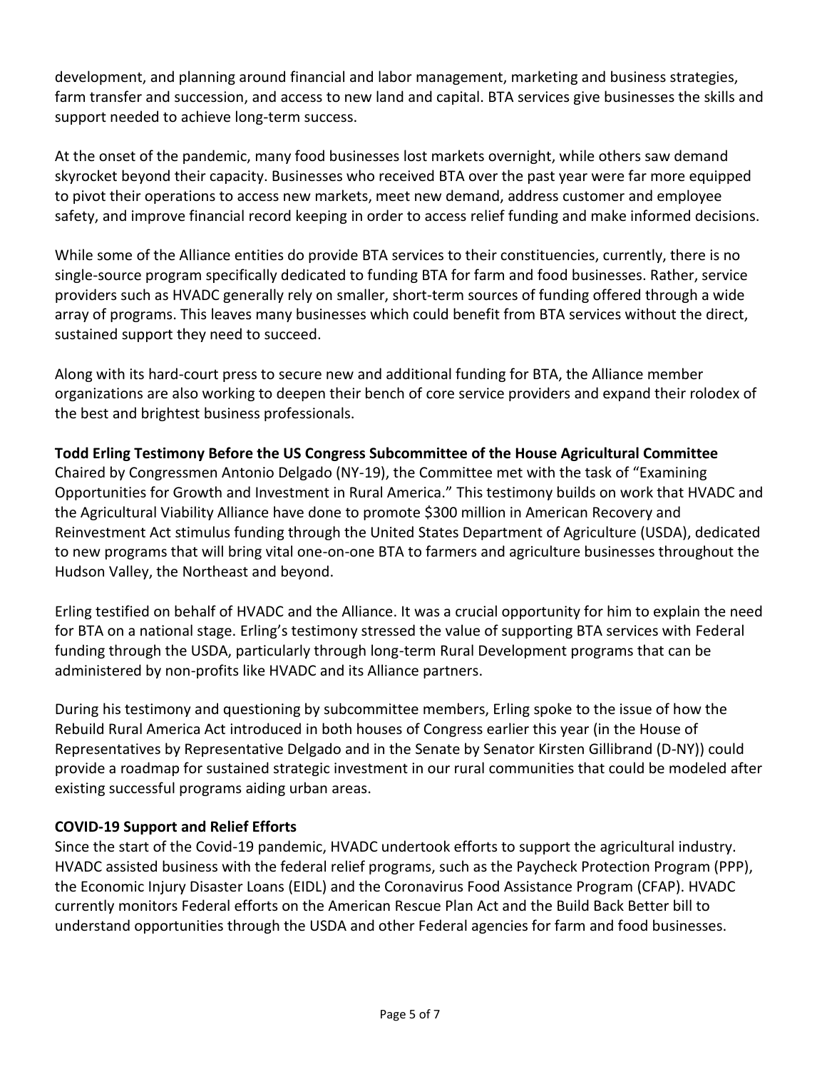development, and planning around financial and labor management, marketing and business strategies, farm transfer and succession, and access to new land and capital. BTA services give businesses the skills and support needed to achieve long-term success.

At the onset of the pandemic, many food businesses lost markets overnight, while others saw demand skyrocket beyond their capacity. Businesses who received BTA over the past year were far more equipped to pivot their operations to access new markets, meet new demand, address customer and employee safety, and improve financial record keeping in order to access relief funding and make informed decisions.

While some of the Alliance entities do provide BTA services to their constituencies, currently, there is no single-source program specifically dedicated to funding BTA for farm and food businesses. Rather, service providers such as HVADC generally rely on smaller, short-term sources of funding offered through a wide array of programs. This leaves many businesses which could benefit from BTA services without the direct, sustained support they need to succeed.

Along with its hard-court press to secure new and additional funding for BTA, the Alliance member organizations are also working to deepen their bench of core service providers and expand their rolodex of the best and brightest business professionals.

**Todd Erling Testimony Before the US Congress Subcommittee of the House Agricultural Committee**

Chaired by Congressmen Antonio Delgado (NY-19), the Committee met with the task of "Examining Opportunities for Growth and Investment in Rural America." This testimony builds on work that HVADC and the Agricultural Viability Alliance have done to promote $300 million in American Recovery and Reinvestment Act stimulus funding through the United States Department of Agriculture (USDA), dedicated to new programs that will bring vital one-on-one BTA to farmers and agriculture businesses throughout the Hudson Valley, the Northeast and beyond.

Erling testified on behalf of HVADC and the Alliance. It was a crucial opportunity for him to explain the need for BTA on a national stage. Erling's testimony stressed the value of supporting BTA services with Federal funding through the USDA, particularly through long-term Rural Development programs that can be administered by non-profits like HVADC and its Alliance partners.

During his testimony and questioning by subcommittee members, Erling spoke to the issue of how the Rebuild Rural America Act introduced in both houses of Congress earlier this year (in the House of Representatives by Representative Delgado and in the Senate by Senator Kirsten Gillibrand (D-NY)) could provide a roadmap for sustained strategic investment in our rural communities that could be modeled after existing successful programs aiding urban areas.

**COVID-19 Support and Relief Efforts**

Since the start of the Covid-19 pandemic, HVADC undertook efforts to support the agricultural industry. HVADC assisted business with the federal relief programs, such as the Paycheck Protection Program (PPP), the Economic Injury Disaster Loans (EIDL) and the Coronavirus Food Assistance Program (CFAP). HVADC currently monitors Federal efforts on the American Rescue Plan Act and the Build Back Better bill to understand opportunities through the USDA and other Federal agencies for farm and food businesses.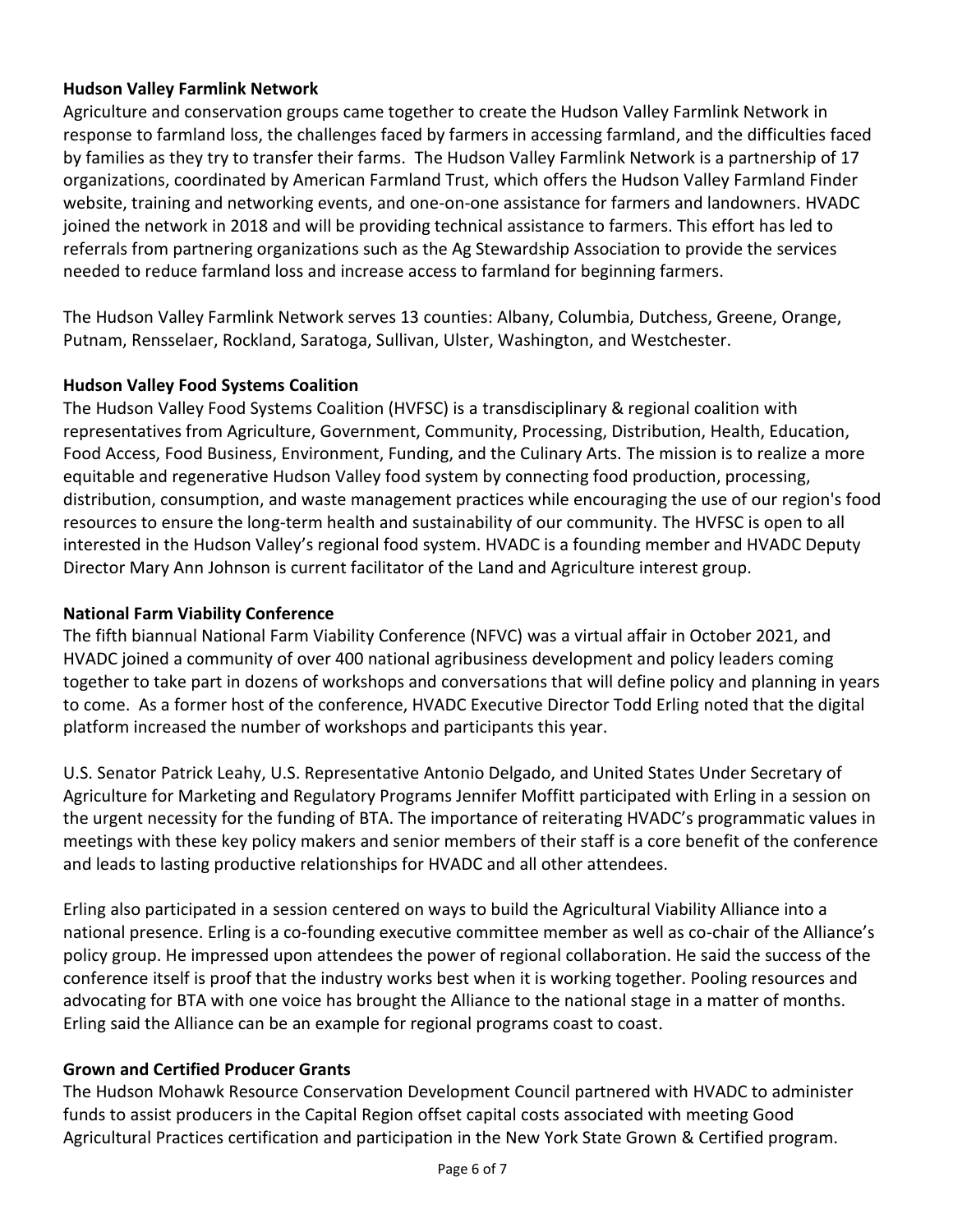**Hudson Valley Farmlink Network**

Agriculture and conservation groups came together to create the Hudson Valley Farmlink Network in response to farmland loss, the challenges faced by farmers in accessing farmland, and the difficulties faced by families as they try to transfer their farms. The Hudson Valley Farmlink Network is a partnership of 17 organizations, coordinated by American Farmland Trust, which offers the Hudson Valley Farmland Finder website, training and networking events, and one-on-one assistance for farmers and landowners. HVADC joined the network in 2018 and will be providing technical assistance to farmers. This effort has led to referrals from partnering organizations such as the Ag Stewardship Association to provide the services needed to reduce farmland loss and increase access to farmland for beginning farmers.

The Hudson Valley Farmlink Network serves 13 counties: Albany, Columbia, Dutchess, Greene, Orange, Putnam, Rensselaer, Rockland, Saratoga, Sullivan, Ulster, Washington, and Westchester.

**Hudson Valley Food Systems Coalition**

The Hudson Valley Food Systems Coalition (HVFSC) is a transdisciplinary & regional coalition with representatives from Agriculture, Government, Community, Processing, Distribution, Health, Education, Food Access, Food Business, Environment, Funding, and the Culinary Arts. The mission is to realize a more equitable and regenerative Hudson Valley food system by connecting food production, processing, distribution, consumption, and waste management practices while encouraging the use of our region's food resources to ensure the long-term health and sustainability of our community. The HVFSC is open to all interested in the Hudson Valley's regional food system. HVADC is a founding member and HVADC Deputy Director Mary Ann Johnson is current facilitator of the Land and Agriculture interest group.

**National Farm Viability Conference**

The fifth biannual National Farm Viability Conference (NFVC) was a virtual affair in October 2021, and HVADC joined a community of over 400 national agribusiness development and policy leaders coming together to take part in dozens of workshops and conversations that will define policy and planning in years to come. As a former host of the conference, HVADC Executive Director Todd Erling noted that the digital platform increased the number of workshops and participants this year.

U.S. Senator Patrick Leahy, U.S. Representative Antonio Delgado, and United States Under Secretary of Agriculture for Marketing and Regulatory Programs Jennifer Moffitt participated with Erling in a session on the urgent necessity for the funding of BTA. The importance of reiterating HVADC's programmatic values in meetings with these key policy makers and senior members of their staff is a core benefit of the conference and leads to lasting productive relationships for HVADC and all other attendees.

Erling also participated in a session centered on ways to build the Agricultural Viability Alliance into a national presence. Erling is a co-founding executive committee member as well as co-chair of the Alliance's policy group. He impressed upon attendees the power of regional collaboration. He said the success of the conference itself is proof that the industry works best when it is working together. Pooling resources and advocating for BTA with one voice has brought the Alliance to the national stage in a matter of months. Erling said the Alliance can be an example for regional programs coast to coast.

**Grown and Certified Producer Grants**

The Hudson Mohawk Resource Conservation Development Council partnered with HVADC to administer funds to assist producers in the Capital Region offset capital costs associated with meeting Good Agricultural Practices certification and participation in the New York State Grown & Certified program.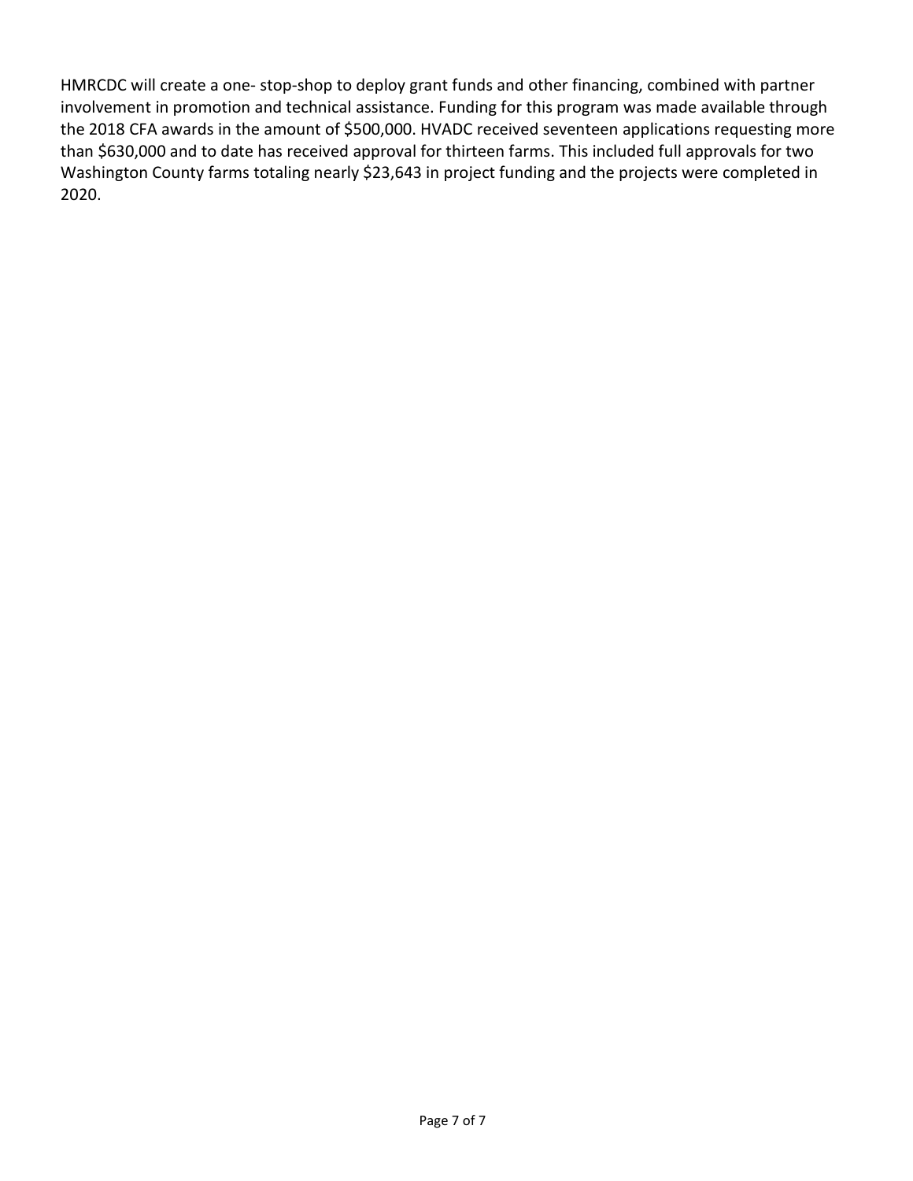HMRCDC will create a one- stop-shop to deploy grant funds and other financing, combined with partner involvement in promotion and technical assistance. Funding for this program was made available through the 2018 CFA awards in the amount of $500,000. HVADC received seventeen applications requesting more than $630,000 and to date has received approval for thirteen farms. This included full approvals for two Washington County farms totaling nearly $23,643 in project funding and the projects were completed in 2020.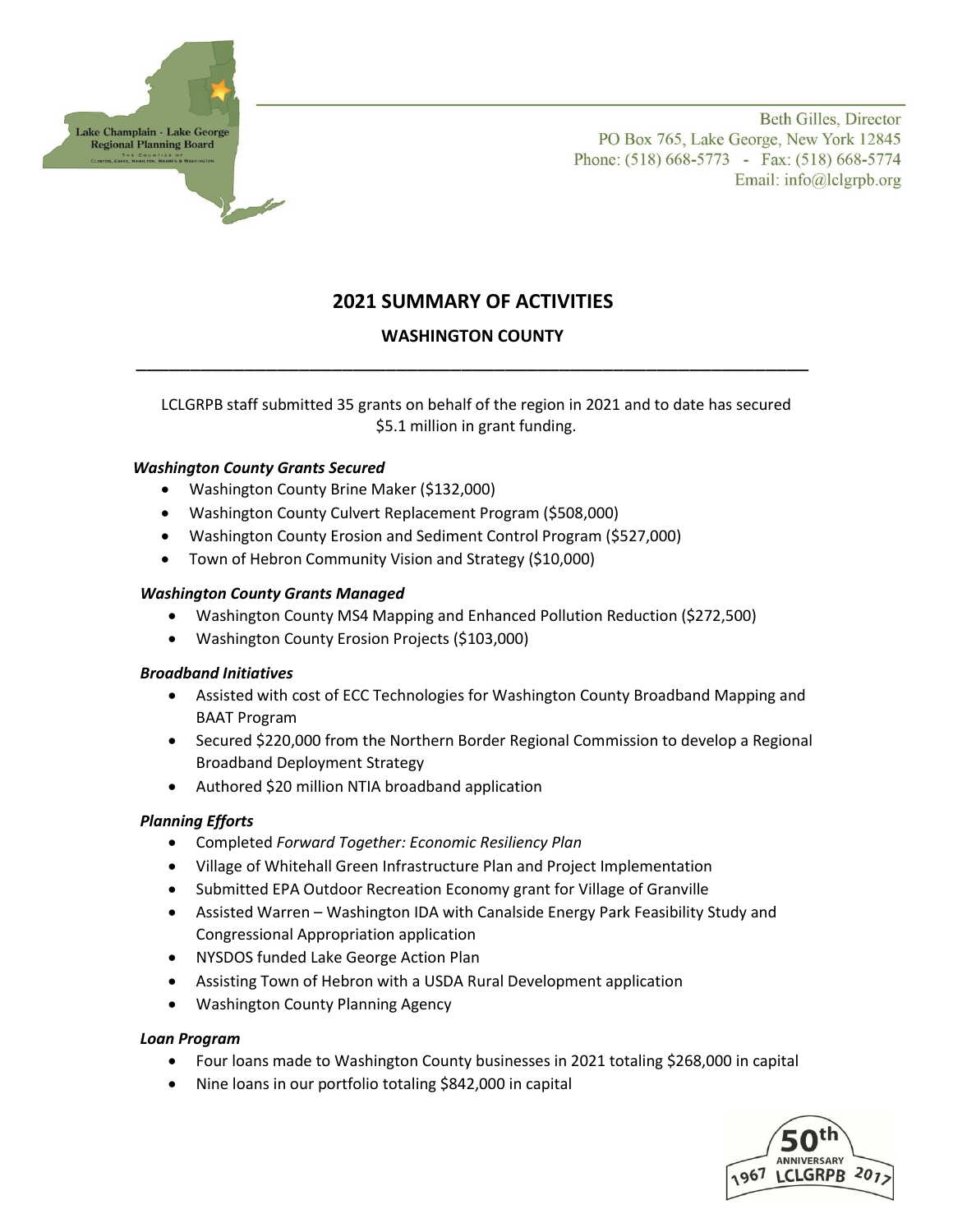Lake Champlain - Lake George Regional Planning Board

THE COUNTIES OF CLINTON, ESSEX, HAMILTON, WARREN & WASHINGTON

Beth Gilles, Director
PO Box 765, Lake George, New York 12845
Phone: (518) 668-5773 - Fax: (518) 668-5774
Email: info@lclgrpb.org

# 2021 SUMMARY OF ACTIVITIES

## WASHINGTON COUNTY

LCLGRPB staff submitted 35 grants on behalf of the region in 2021 and to date has secured $5.1 million in grant funding.

***Washington County Grants Secured***

- Washington County Brine Maker ($132,000)
- Washington County Culvert Replacement Program ($508,000)
- Washington County Erosion and Sediment Control Program ($527,000)
- Town of Hebron Community Vision and Strategy ($10,000)

***Washington County Grants Managed***

- Washington County MS4 Mapping and Enhanced Pollution Reduction ($272,500)
- Washington County Erosion Projects ($103,000)

***Broadband Initiatives***

- Assisted with cost of ECC Technologies for Washington County Broadband Mapping and BAAT Program
- Secured $220,000 from the Northern Border Regional Commission to develop a Regional Broadband Deployment Strategy
- Authored $20 million NTIA broadband application

***Planning Efforts***

- Completed *Forward Together: Economic Resiliency Plan*
- Village of Whitehall Green Infrastructure Plan and Project Implementation
- Submitted EPA Outdoor Recreation Economy grant for Village of Granville
- Assisted Warren – Washington IDA with Canalside Energy Park Feasibility Study and Congressional Appropriation application
- NYSDOS funded Lake George Action Plan
- Assisting Town of Hebron with a USDA Rural Development application
- Washington County Planning Agency

***Loan Program***

- Four loans made to Washington County businesses in 2021 totaling $268,000 in capital
- Nine loans in our portfolio totaling $842,000 in capital

50th ANNIVERSARY 1967 LCLGRPB 2017